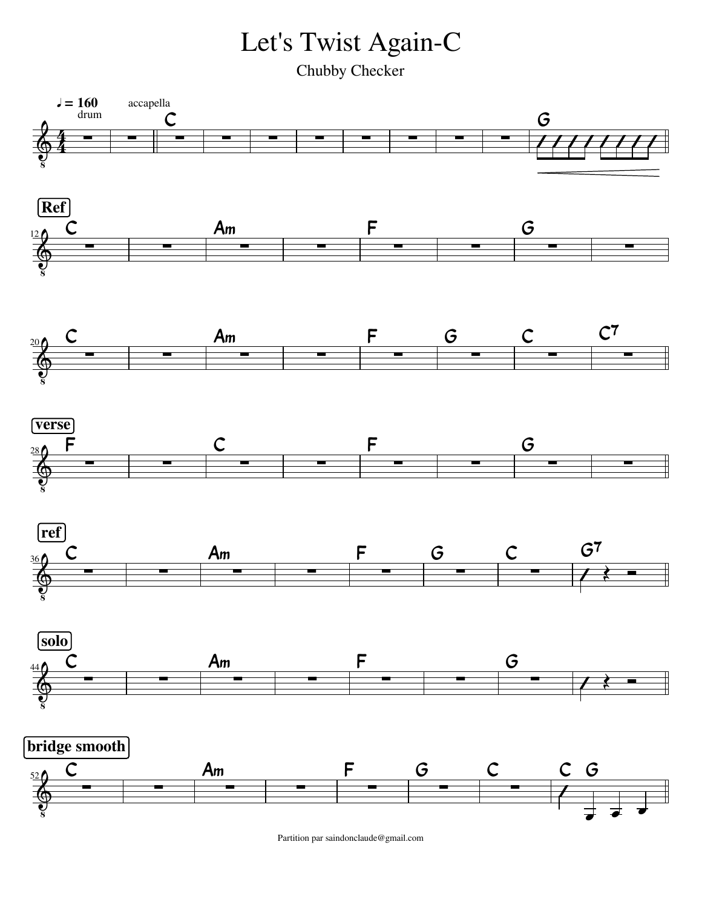# Let's Twist Again-C

Chubby Checker

♩ = 160 drum accapella

C | | | | | | | G

**Ref**

C | | Am | | F | | G |

C | | Am | | F | G | C | C7

**verse**

F | | C | | F | | G |

**ref**

C | | Am | | F | G | C | G7

**solo**

C | | Am | | F | | G |

**bridge smooth**

C | | Am | | F | G | C | C G

Partition par saindonclaude@gmail.com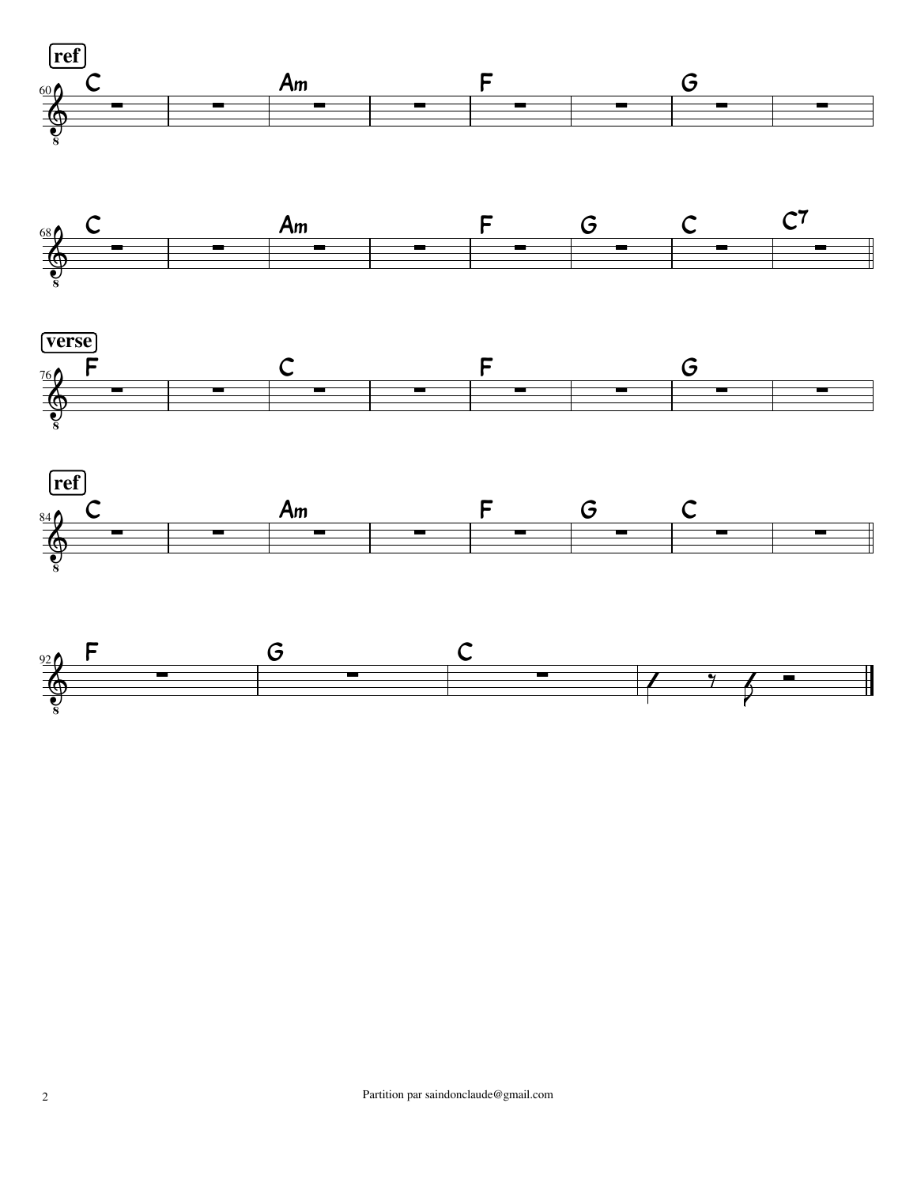ref

C Am F G

C Am F G C C7

verse

F C F G

ref

C Am F G C

F G C